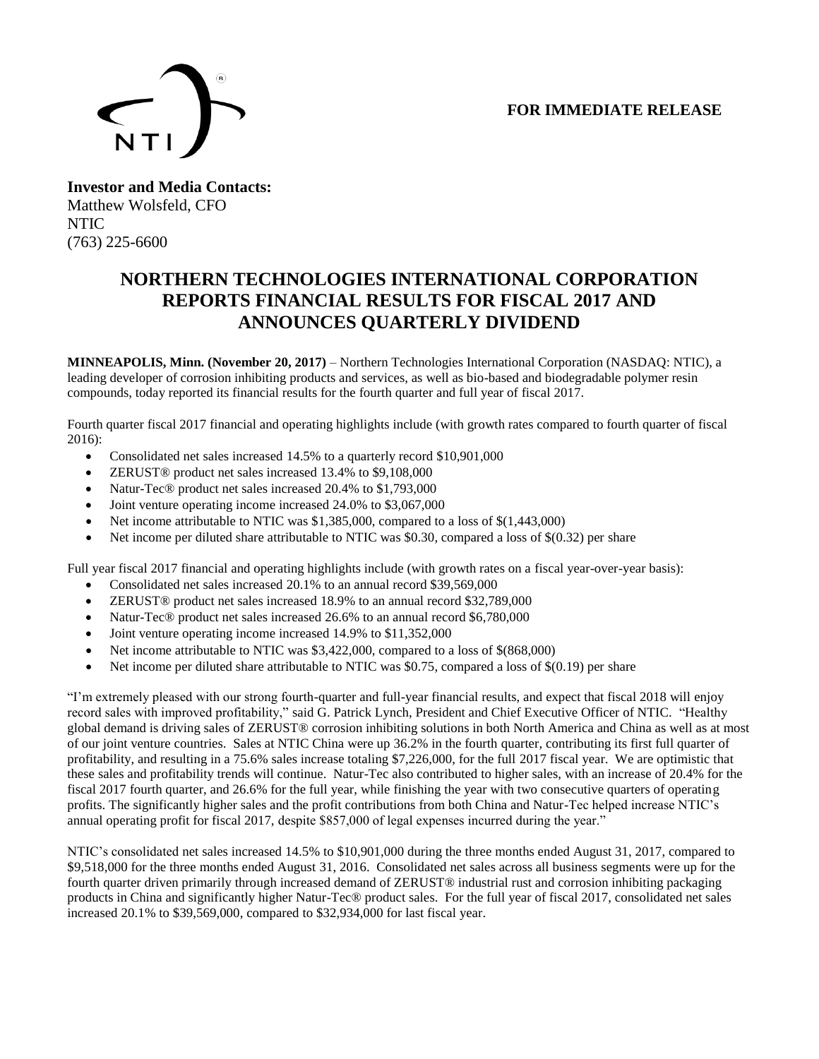**FOR IMMEDIATE RELEASE**

**Investor and Media Contacts:**
Matthew Wolsfeld, CFO
NTIC
(763) 225-6600

# NORTHERN TECHNOLOGIES INTERNATIONAL CORPORATION REPORTS FINANCIAL RESULTS FOR FISCAL 2017 AND ANNOUNCES QUARTERLY DIVIDEND

**MINNEAPOLIS, Minn. (November 20, 2017)** – Northern Technologies International Corporation (NASDAQ: NTIC), a leading developer of corrosion inhibiting products and services, as well as bio-based and biodegradable polymer resin compounds, today reported its financial results for the fourth quarter and full year of fiscal 2017.

Fourth quarter fiscal 2017 financial and operating highlights include (with growth rates compared to fourth quarter of fiscal 2016):

- Consolidated net sales increased 14.5% to a quarterly record $10,901,000
- ZERUST® product net sales increased 13.4% to $9,108,000
- Natur-Tec® product net sales increased 20.4% to $1,793,000
- Joint venture operating income increased 24.0% to $3,067,000
- Net income attributable to NTIC was $1,385,000, compared to a loss of $(1,443,000)
- Net income per diluted share attributable to NTIC was $0.30, compared a loss of $(0.32) per share

Full year fiscal 2017 financial and operating highlights include (with growth rates on a fiscal year-over-year basis):

- Consolidated net sales increased 20.1% to an annual record $39,569,000
- ZERUST® product net sales increased 18.9% to an annual record $32,789,000
- Natur-Tec® product net sales increased 26.6% to an annual record $6,780,000
- Joint venture operating income increased 14.9% to $11,352,000
- Net income attributable to NTIC was $3,422,000, compared to a loss of $(868,000)
- Net income per diluted share attributable to NTIC was $0.75, compared a loss of $(0.19) per share

"I'm extremely pleased with our strong fourth-quarter and full-year financial results, and expect that fiscal 2018 will enjoy record sales with improved profitability," said G. Patrick Lynch, President and Chief Executive Officer of NTIC. "Healthy global demand is driving sales of ZERUST® corrosion inhibiting solutions in both North America and China as well as at most of our joint venture countries. Sales at NTIC China were up 36.2% in the fourth quarter, contributing its first full quarter of profitability, and resulting in a 75.6% sales increase totaling $7,226,000, for the full 2017 fiscal year. We are optimistic that these sales and profitability trends will continue. Natur-Tec also contributed to higher sales, with an increase of 20.4% for the fiscal 2017 fourth quarter, and 26.6% for the full year, while finishing the year with two consecutive quarters of operating profits. The significantly higher sales and the profit contributions from both China and Natur-Tec helped increase NTIC's annual operating profit for fiscal 2017, despite $857,000 of legal expenses incurred during the year."

NTIC's consolidated net sales increased 14.5% to $10,901,000 during the three months ended August 31, 2017, compared to $9,518,000 for the three months ended August 31, 2016. Consolidated net sales across all business segments were up for the fourth quarter driven primarily through increased demand of ZERUST® industrial rust and corrosion inhibiting packaging products in China and significantly higher Natur-Tec® product sales. For the full year of fiscal 2017, consolidated net sales increased 20.1% to $39,569,000, compared to $32,934,000 for last fiscal year.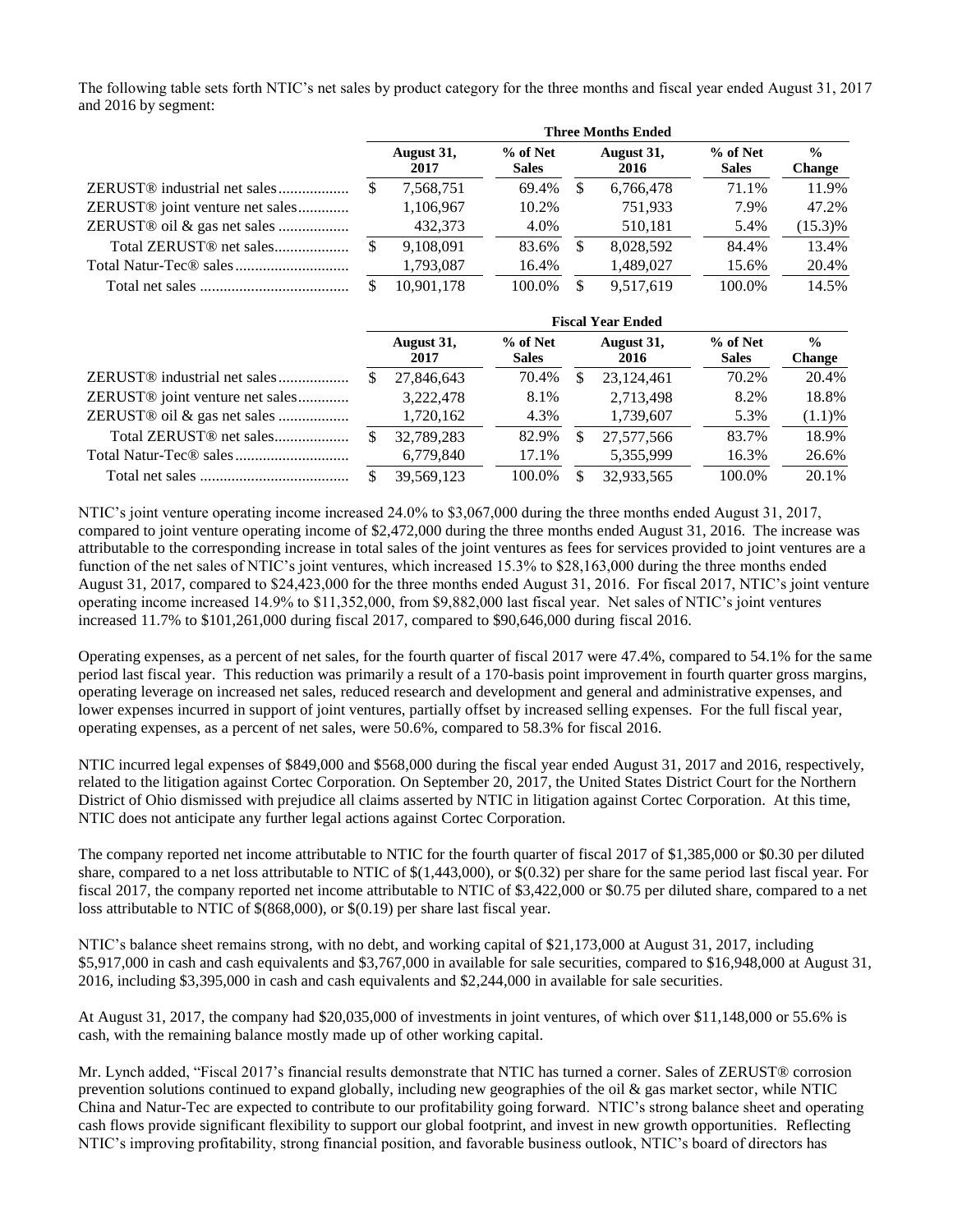The following table sets forth NTIC's net sales by product category for the three months and fiscal year ended August 31, 2017 and 2016 by segment:

| | Three Months Ended | | | | |
|---|---|---|---|---|---|
| | August 31, 2017 | % of Net Sales | August 31, 2016 | % of Net Sales | % Change |
| ZERUST® industrial net sales | $ 7,568,751 | 69.4% | $ 6,766,478 | 71.1% | 11.9% |
| ZERUST® joint venture net sales | 1,106,967 | 10.2% | 751,933 | 7.9% | 47.2% |
| ZERUST® oil & gas net sales | 432,373 | 4.0% | 510,181 | 5.4% | (15.3)% |
| Total ZERUST® net sales | $ 9,108,091 | 83.6% | $ 8,028,592 | 84.4% | 13.4% |
| Total Natur-Tec® sales | 1,793,087 | 16.4% | 1,489,027 | 15.6% | 20.4% |
| Total net sales | $ 10,901,178 | 100.0% | $ 9,517,619 | 100.0% | 14.5% |

| | Fiscal Year Ended | | | | |
|---|---|---|---|---|---|
| | August 31, 2017 | % of Net Sales | August 31, 2016 | % of Net Sales | % Change |
| ZERUST® industrial net sales | $ 27,846,643 | 70.4% | $ 23,124,461 | 70.2% | 20.4% |
| ZERUST® joint venture net sales | 3,222,478 | 8.1% | 2,713,498 | 8.2% | 18.8% |
| ZERUST® oil & gas net sales | 1,720,162 | 4.3% | 1,739,607 | 5.3% | (1.1)% |
| Total ZERUST® net sales | $ 32,789,283 | 82.9% | $ 27,577,566 | 83.7% | 18.9% |
| Total Natur-Tec® sales | 6,779,840 | 17.1% | 5,355,999 | 16.3% | 26.6% |
| Total net sales | $ 39,569,123 | 100.0% | $ 32,933,565 | 100.0% | 20.1% |

NTIC's joint venture operating income increased 24.0% to $3,067,000 during the three months ended August 31, 2017, compared to joint venture operating income of $2,472,000 during the three months ended August 31, 2016. The increase was attributable to the corresponding increase in total sales of the joint ventures as fees for services provided to joint ventures are a function of the net sales of NTIC's joint ventures, which increased 15.3% to $28,163,000 during the three months ended August 31, 2017, compared to $24,423,000 for the three months ended August 31, 2016. For fiscal 2017, NTIC's joint venture operating income increased 14.9% to $11,352,000, from $9,882,000 last fiscal year. Net sales of NTIC's joint ventures increased 11.7% to $101,261,000 during fiscal 2017, compared to $90,646,000 during fiscal 2016.

Operating expenses, as a percent of net sales, for the fourth quarter of fiscal 2017 were 47.4%, compared to 54.1% for the same period last fiscal year. This reduction was primarily a result of a 170-basis point improvement in fourth quarter gross margins, operating leverage on increased net sales, reduced research and development and general and administrative expenses, and lower expenses incurred in support of joint ventures, partially offset by increased selling expenses. For the full fiscal year, operating expenses, as a percent of net sales, were 50.6%, compared to 58.3% for fiscal 2016.

NTIC incurred legal expenses of $849,000 and $568,000 during the fiscal year ended August 31, 2017 and 2016, respectively, related to the litigation against Cortec Corporation. On September 20, 2017, the United States District Court for the Northern District of Ohio dismissed with prejudice all claims asserted by NTIC in litigation against Cortec Corporation. At this time, NTIC does not anticipate any further legal actions against Cortec Corporation.

The company reported net income attributable to NTIC for the fourth quarter of fiscal 2017 of $1,385,000 or $0.30 per diluted share, compared to a net loss attributable to NTIC of $(1,443,000), or $(0.32) per share for the same period last fiscal year. For fiscal 2017, the company reported net income attributable to NTIC of $3,422,000 or $0.75 per diluted share, compared to a net loss attributable to NTIC of $(868,000), or $(0.19) per share last fiscal year.

NTIC's balance sheet remains strong, with no debt, and working capital of $21,173,000 at August 31, 2017, including $5,917,000 in cash and cash equivalents and $3,767,000 in available for sale securities, compared to $16,948,000 at August 31, 2016, including $3,395,000 in cash and cash equivalents and $2,244,000 in available for sale securities.

At August 31, 2017, the company had $20,035,000 of investments in joint ventures, of which over $11,148,000 or 55.6% is cash, with the remaining balance mostly made up of other working capital.

Mr. Lynch added, "Fiscal 2017's financial results demonstrate that NTIC has turned a corner. Sales of ZERUST® corrosion prevention solutions continued to expand globally, including new geographies of the oil & gas market sector, while NTIC China and Natur-Tec are expected to contribute to our profitability going forward. NTIC's strong balance sheet and operating cash flows provide significant flexibility to support our global footprint, and invest in new growth opportunities. Reflecting NTIC's improving profitability, strong financial position, and favorable business outlook, NTIC's board of directors has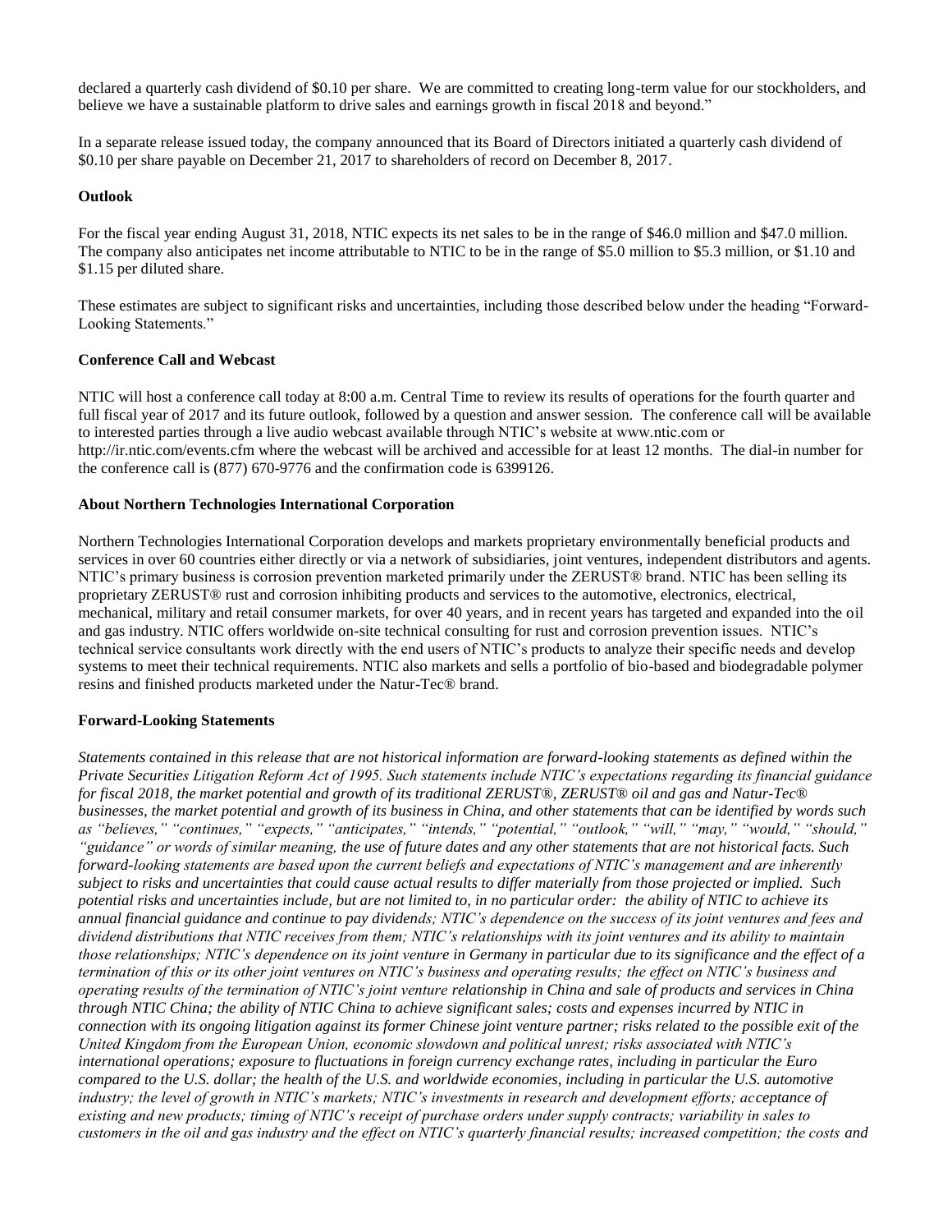declared a quarterly cash dividend of $0.10 per share. We are committed to creating long-term value for our stockholders, and believe we have a sustainable platform to drive sales and earnings growth in fiscal 2018 and beyond."

In a separate release issued today, the company announced that its Board of Directors initiated a quarterly cash dividend of $0.10 per share payable on December 21, 2017 to shareholders of record on December 8, 2017.

**Outlook**

For the fiscal year ending August 31, 2018, NTIC expects its net sales to be in the range of $46.0 million and $47.0 million. The company also anticipates net income attributable to NTIC to be in the range of $5.0 million to $5.3 million, or $1.10 and $1.15 per diluted share.

These estimates are subject to significant risks and uncertainties, including those described below under the heading "Forward-Looking Statements."

**Conference Call and Webcast**

NTIC will host a conference call today at 8:00 a.m. Central Time to review its results of operations for the fourth quarter and full fiscal year of 2017 and its future outlook, followed by a question and answer session. The conference call will be available to interested parties through a live audio webcast available through NTIC's website at www.ntic.com or http://ir.ntic.com/events.cfm where the webcast will be archived and accessible for at least 12 months. The dial-in number for the conference call is (877) 670-9776 and the confirmation code is 6399126.

**About Northern Technologies International Corporation**

Northern Technologies International Corporation develops and markets proprietary environmentally beneficial products and services in over 60 countries either directly or via a network of subsidiaries, joint ventures, independent distributors and agents. NTIC's primary business is corrosion prevention marketed primarily under the ZERUST® brand. NTIC has been selling its proprietary ZERUST® rust and corrosion inhibiting products and services to the automotive, electronics, electrical, mechanical, military and retail consumer markets, for over 40 years, and in recent years has targeted and expanded into the oil and gas industry. NTIC offers worldwide on-site technical consulting for rust and corrosion prevention issues. NTIC's technical service consultants work directly with the end users of NTIC's products to analyze their specific needs and develop systems to meet their technical requirements. NTIC also markets and sells a portfolio of bio-based and biodegradable polymer resins and finished products marketed under the Natur-Tec® brand.

**Forward-Looking Statements**

*Statements contained in this release that are not historical information are forward-looking statements as defined within the Private Securities Litigation Reform Act of 1995. Such statements include NTIC's expectations regarding its financial guidance for fiscal 2018, the market potential and growth of its traditional ZERUST®, ZERUST® oil and gas and Natur-Tec® businesses, the market potential and growth of its business in China, and other statements that can be identified by words such as "believes," "continues," "expects," "anticipates," "intends," "potential," "outlook," "will," "may," "would," "should," "guidance" or words of similar meaning, the use of future dates and any other statements that are not historical facts. Such forward-looking statements are based upon the current beliefs and expectations of NTIC's management and are inherently subject to risks and uncertainties that could cause actual results to differ materially from those projected or implied. Such potential risks and uncertainties include, but are not limited to, in no particular order: the ability of NTIC to achieve its annual financial guidance and continue to pay dividends; NTIC's dependence on the success of its joint ventures and fees and dividend distributions that NTIC receives from them; NTIC's relationships with its joint ventures and its ability to maintain those relationships; NTIC's dependence on its joint venture in Germany in particular due to its significance and the effect of a termination of this or its other joint ventures on NTIC's business and operating results; the effect on NTIC's business and operating results of the termination of NTIC's joint venture relationship in China and sale of products and services in China through NTIC China; the ability of NTIC China to achieve significant sales; costs and expenses incurred by NTIC in connection with its ongoing litigation against its former Chinese joint venture partner; risks related to the possible exit of the United Kingdom from the European Union, economic slowdown and political unrest; risks associated with NTIC's international operations; exposure to fluctuations in foreign currency exchange rates, including in particular the Euro compared to the U.S. dollar; the health of the U.S. and worldwide economies, including in particular the U.S. automotive industry; the level of growth in NTIC's markets; NTIC's investments in research and development efforts; acceptance of existing and new products; timing of NTIC's receipt of purchase orders under supply contracts; variability in sales to customers in the oil and gas industry and the effect on NTIC's quarterly financial results; increased competition; the costs and*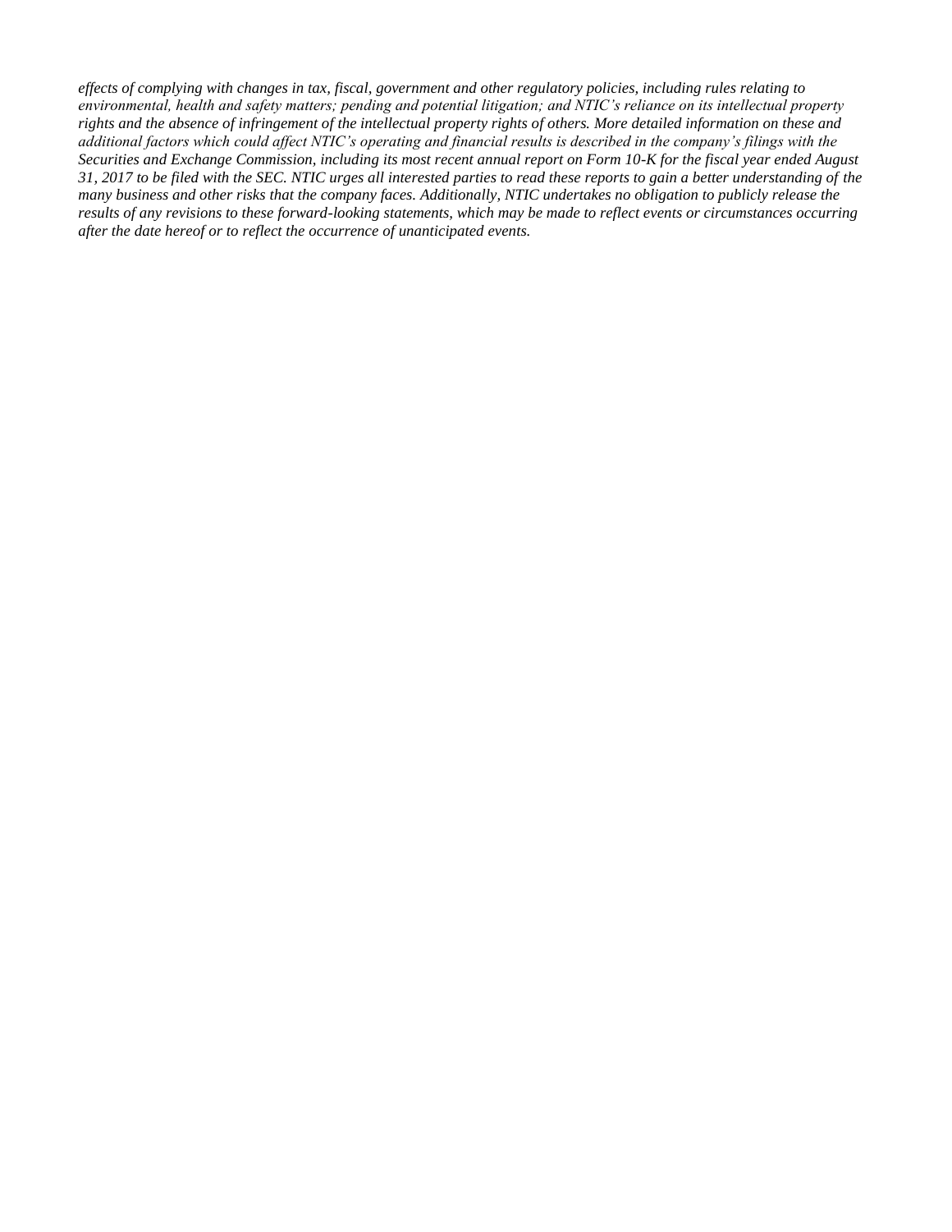*effects of complying with changes in tax, fiscal, government and other regulatory policies, including rules relating to environmental, health and safety matters; pending and potential litigation; and NTIC's reliance on its intellectual property rights and the absence of infringement of the intellectual property rights of others. More detailed information on these and additional factors which could affect NTIC's operating and financial results is described in the company's filings with the Securities and Exchange Commission, including its most recent annual report on Form 10-K for the fiscal year ended August 31, 2017 to be filed with the SEC. NTIC urges all interested parties to read these reports to gain a better understanding of the many business and other risks that the company faces. Additionally, NTIC undertakes no obligation to publicly release the results of any revisions to these forward-looking statements, which may be made to reflect events or circumstances occurring after the date hereof or to reflect the occurrence of unanticipated events.*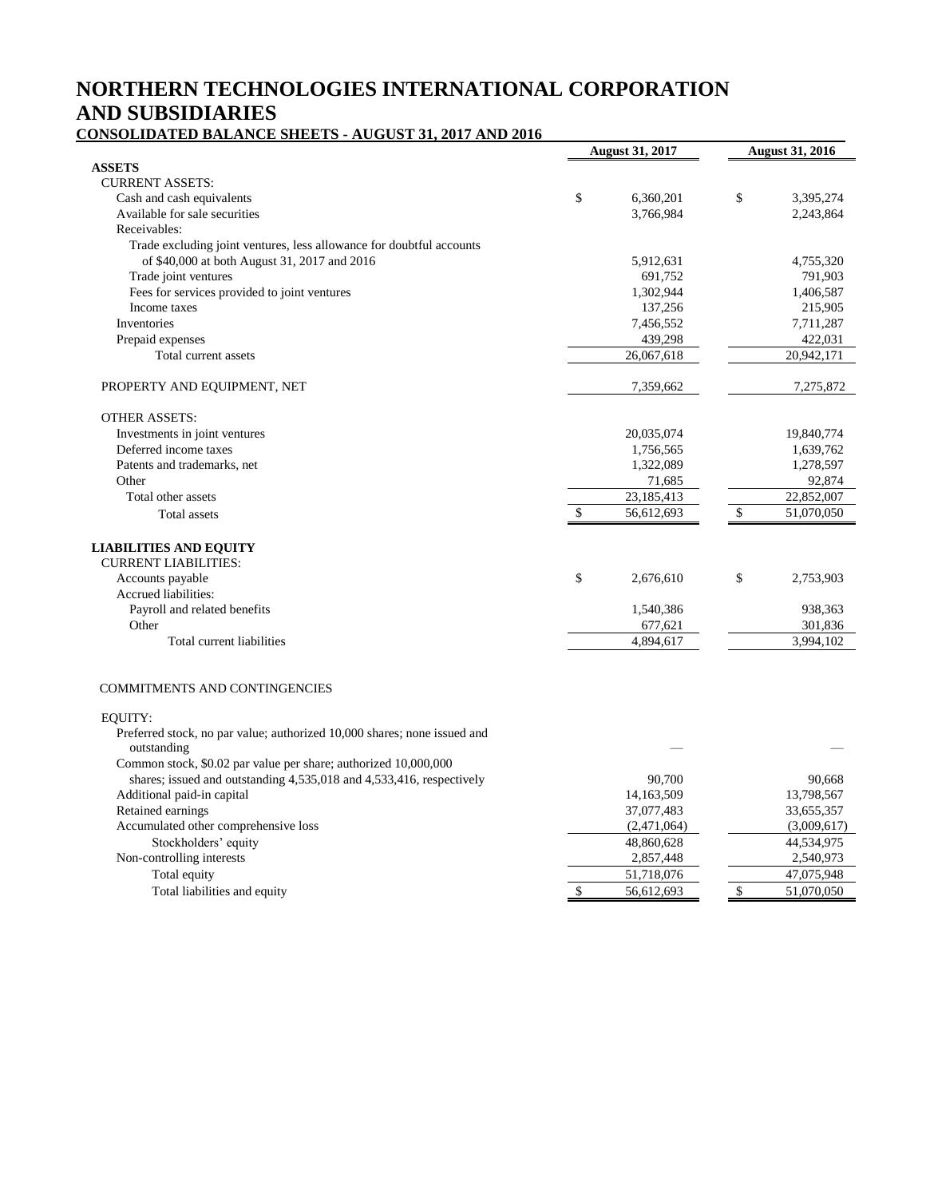# NORTHERN TECHNOLOGIES INTERNATIONAL CORPORATION AND SUBSIDIARIES

## CONSOLIDATED BALANCE SHEETS - AUGUST 31, 2017 AND 2016

| | August 31, 2017 | August 31, 2016 |
|---|---|---|
| **ASSETS** | | |
| CURRENT ASSETS: | | |
| Cash and cash equivalents | $ 6,360,201 | $ 3,395,274 |
| Available for sale securities | 3,766,984 | 2,243,864 |
| Receivables: | | |
| Trade excluding joint ventures, less allowance for doubtful accounts of $40,000 at both August 31, 2017 and 2016 | 5,912,631 | 4,755,320 |
| Trade joint ventures | 691,752 | 791,903 |
| Fees for services provided to joint ventures | 1,302,944 | 1,406,587 |
| Income taxes | 137,256 | 215,905 |
| Inventories | 7,456,552 | 7,711,287 |
| Prepaid expenses | 439,298 | 422,031 |
| Total current assets | 26,067,618 | 20,942,171 |
| PROPERTY AND EQUIPMENT, NET | 7,359,662 | 7,275,872 |
| OTHER ASSETS: | | |
| Investments in joint ventures | 20,035,074 | 19,840,774 |
| Deferred income taxes | 1,756,565 | 1,639,762 |
| Patents and trademarks, net | 1,322,089 | 1,278,597 |
| Other | 71,685 | 92,874 |
| Total other assets | 23,185,413 | 22,852,007 |
| Total assets | $ 56,612,693 | $ 51,070,050 |
| **LIABILITIES AND EQUITY** | | |
| CURRENT LIABILITIES: | | |
| Accounts payable | $ 2,676,610 | $ 2,753,903 |
| Accrued liabilities: | | |
| Payroll and related benefits | 1,540,386 | 938,363 |
| Other | 677,621 | 301,836 |
| Total current liabilities | 4,894,617 | 3,994,102 |
| COMMITMENTS AND CONTINGENCIES | | |
| EQUITY: | | |
| Preferred stock, no par value; authorized 10,000 shares; none issued and outstanding | — | — |
| Common stock, $0.02 par value per share; authorized 10,000,000 shares; issued and outstanding 4,535,018 and 4,533,416, respectively | 90,700 | 90,668 |
| Additional paid-in capital | 14,163,509 | 13,798,567 |
| Retained earnings | 37,077,483 | 33,655,357 |
| Accumulated other comprehensive loss | (2,471,064) | (3,009,617) |
| Stockholders' equity | 48,860,628 | 44,534,975 |
| Non-controlling interests | 2,857,448 | 2,540,973 |
| Total equity | 51,718,076 | 47,075,948 |
| Total liabilities and equity | $ 56,612,693 | $ 51,070,050 |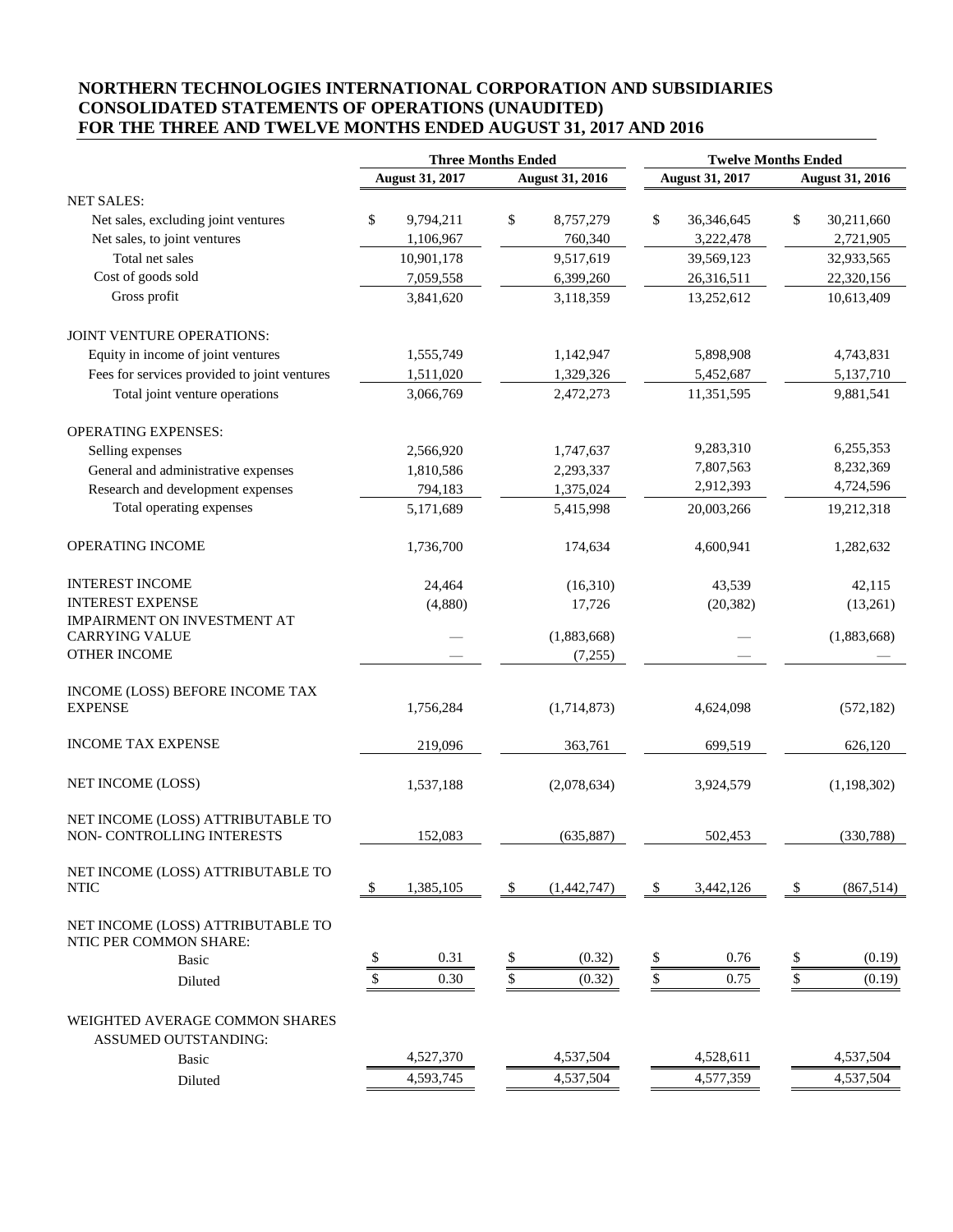**NORTHERN TECHNOLOGIES INTERNATIONAL CORPORATION AND SUBSIDIARIES**
**CONSOLIDATED STATEMENTS OF OPERATIONS (UNAUDITED)**
**FOR THE THREE AND TWELVE MONTHS ENDED AUGUST 31, 2017 AND 2016**

| | Three Months Ended | | Twelve Months Ended | |
|---|---|---|---|---|
| | August 31, 2017 | August 31, 2016 | August 31, 2017 | August 31, 2016 |
| NET SALES: | | | | |
| Net sales, excluding joint ventures | $ 9,794,211 | $ 8,757,279 | $ 36,346,645 | $ 30,211,660 |
| Net sales, to joint ventures | 1,106,967 | 760,340 | 3,222,478 | 2,721,905 |
| Total net sales | 10,901,178 | 9,517,619 | 39,569,123 | 32,933,565 |
| Cost of goods sold | 7,059,558 | 6,399,260 | 26,316,511 | 22,320,156 |
| Gross profit | 3,841,620 | 3,118,359 | 13,252,612 | 10,613,409 |
| JOINT VENTURE OPERATIONS: | | | | |
| Equity in income of joint ventures | 1,555,749 | 1,142,947 | 5,898,908 | 4,743,831 |
| Fees for services provided to joint ventures | 1,511,020 | 1,329,326 | 5,452,687 | 5,137,710 |
| Total joint venture operations | 3,066,769 | 2,472,273 | 11,351,595 | 9,881,541 |
| OPERATING EXPENSES: | | | | |
| Selling expenses | 2,566,920 | 1,747,637 | 9,283,310 | 6,255,353 |
| General and administrative expenses | 1,810,586 | 2,293,337 | 7,807,563 | 8,232,369 |
| Research and development expenses | 794,183 | 1,375,024 | 2,912,393 | 4,724,596 |
| Total operating expenses | 5,171,689 | 5,415,998 | 20,003,266 | 19,212,318 |
| OPERATING INCOME | 1,736,700 | 174,634 | 4,600,941 | 1,282,632 |
| INTEREST INCOME | 24,464 | (16,310) | 43,539 | 42,115 |
| INTEREST EXPENSE | (4,880) | 17,726 | (20,382) | (13,261) |
| IMPAIRMENT ON INVESTMENT AT CARRYING VALUE | — | (1,883,668) | — | (1,883,668) |
| OTHER INCOME | — | (7,255) | — | — |
| INCOME (LOSS) BEFORE INCOME TAX EXPENSE | 1,756,284 | (1,714,873) | 4,624,098 | (572,182) |
| INCOME TAX EXPENSE | 219,096 | 363,761 | 699,519 | 626,120 |
| NET INCOME (LOSS) | 1,537,188 | (2,078,634) | 3,924,579 | (1,198,302) |
| NET INCOME (LOSS) ATTRIBUTABLE TO NON- CONTROLLING INTERESTS | 152,083 | (635,887) | 502,453 | (330,788) |
| NET INCOME (LOSS) ATTRIBUTABLE TO NTIC | $ 1,385,105 | $ (1,442,747) | $ 3,442,126 | $ (867,514) |
| NET INCOME (LOSS) ATTRIBUTABLE TO NTIC PER COMMON SHARE: | | | | |
| Basic | $ 0.31 | $ (0.32) | $ 0.76 | $ (0.19) |
| Diluted | $ 0.30 | $ (0.32) | $ 0.75 | $ (0.19) |
| WEIGHTED AVERAGE COMMON SHARES ASSUMED OUTSTANDING: | | | | |
| Basic | 4,527,370 | 4,537,504 | 4,528,611 | 4,537,504 |
| Diluted | 4,593,745 | 4,537,504 | 4,577,359 | 4,537,504 |